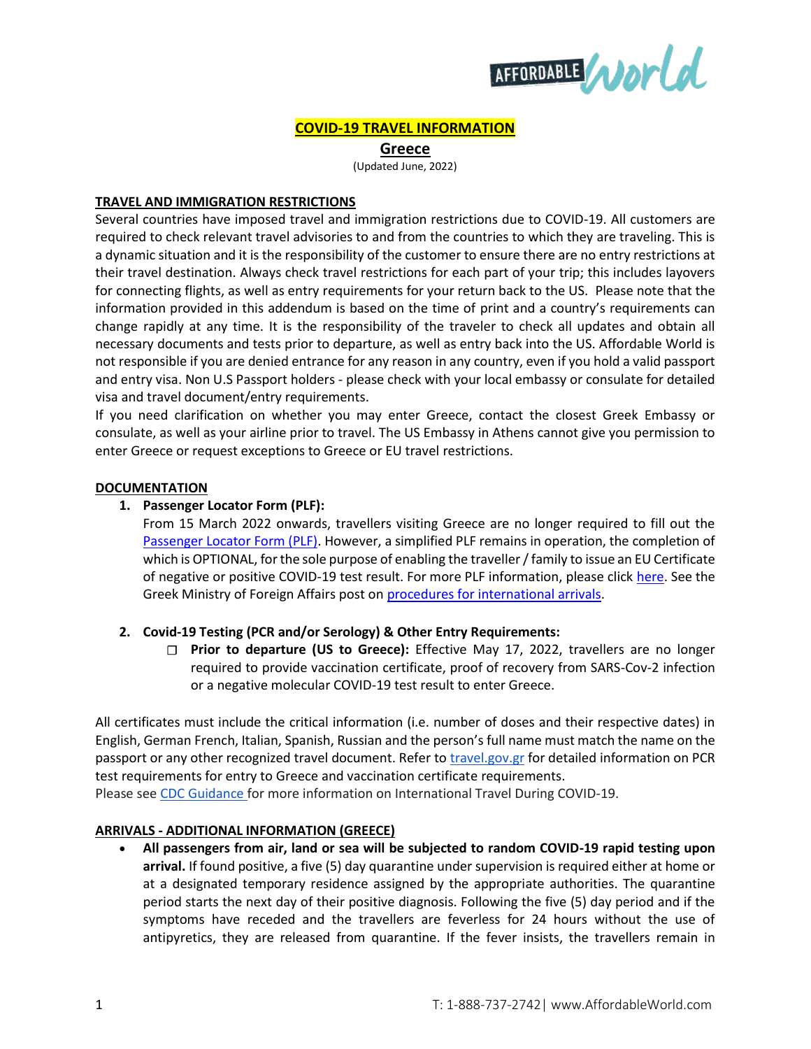# COVID-19 TRAVEL INFORMATION

## Greece

(Updated June, 2022)

### TRAVEL AND IMMIGRATION RESTRICTIONS

Several countries have imposed travel and immigration restrictions due to COVID-19. All customers are required to check relevant travel advisories to and from the countries to which they are traveling. This is a dynamic situation and it is the responsibility of the customer to ensure there are no entry restrictions at their travel destination. Always check travel restrictions for each part of your trip; this includes layovers for connecting flights, as well as entry requirements for your return back to the US. Please note that the information provided in this addendum is based on the time of print and a country's requirements can change rapidly at any time. It is the responsibility of the traveler to check all updates and obtain all necessary documents and tests prior to departure, as well as entry back into the US. Affordable World is not responsible if you are denied entrance for any reason in any country, even if you hold a valid passport and entry visa. Non U.S Passport holders - please check with your local embassy or consulate for detailed visa and travel document/entry requirements.

If you need clarification on whether you may enter Greece, contact the closest Greek Embassy or consulate, as well as your airline prior to travel. The US Embassy in Athens cannot give you permission to enter Greece or request exceptions to Greece or EU travel restrictions.

### DOCUMENTATION

1. **Passenger Locator Form (PLF):**
   From 15 March 2022 onwards, travellers visiting Greece are no longer required to fill out the Passenger Locator Form (PLF). However, a simplified PLF remains in operation, the completion of which is OPTIONAL, for the sole purpose of enabling the traveller / family to issue an EU Certificate of negative or positive COVID-19 test result. For more PLF information, please click here. See the Greek Ministry of Foreign Affairs post on procedures for international arrivals.

2. **Covid-19 Testing (PCR and/or Serology) & Other Entry Requirements:**
   - ❑ **Prior to departure (US to Greece):** Effective May 17, 2022, travellers are no longer required to provide vaccination certificate, proof of recovery from SARS-Cov-2 infection or a negative molecular COVID-19 test result to enter Greece.

All certificates must include the critical information (i.e. number of doses and their respective dates) in English, German French, Italian, Spanish, Russian and the person's full name must match the name on the passport or any other recognized travel document. Refer to travel.gov.gr for detailed information on PCR test requirements for entry to Greece and vaccination certificate requirements.
Please see CDC Guidance for more information on International Travel During COVID-19.

### ARRIVALS - ADDITIONAL INFORMATION (GREECE)

- **All passengers from air, land or sea will be subjected to random COVID-19 rapid testing upon arrival.** If found positive, a five (5) day quarantine under supervision is required either at home or at a designated temporary residence assigned by the appropriate authorities. The quarantine period starts the next day of their positive diagnosis. Following the five (5) day period and if the symptoms have receded and the travellers are feverless for 24 hours without the use of antipyretics, they are released from quarantine. If the fever insists, the travellers remain in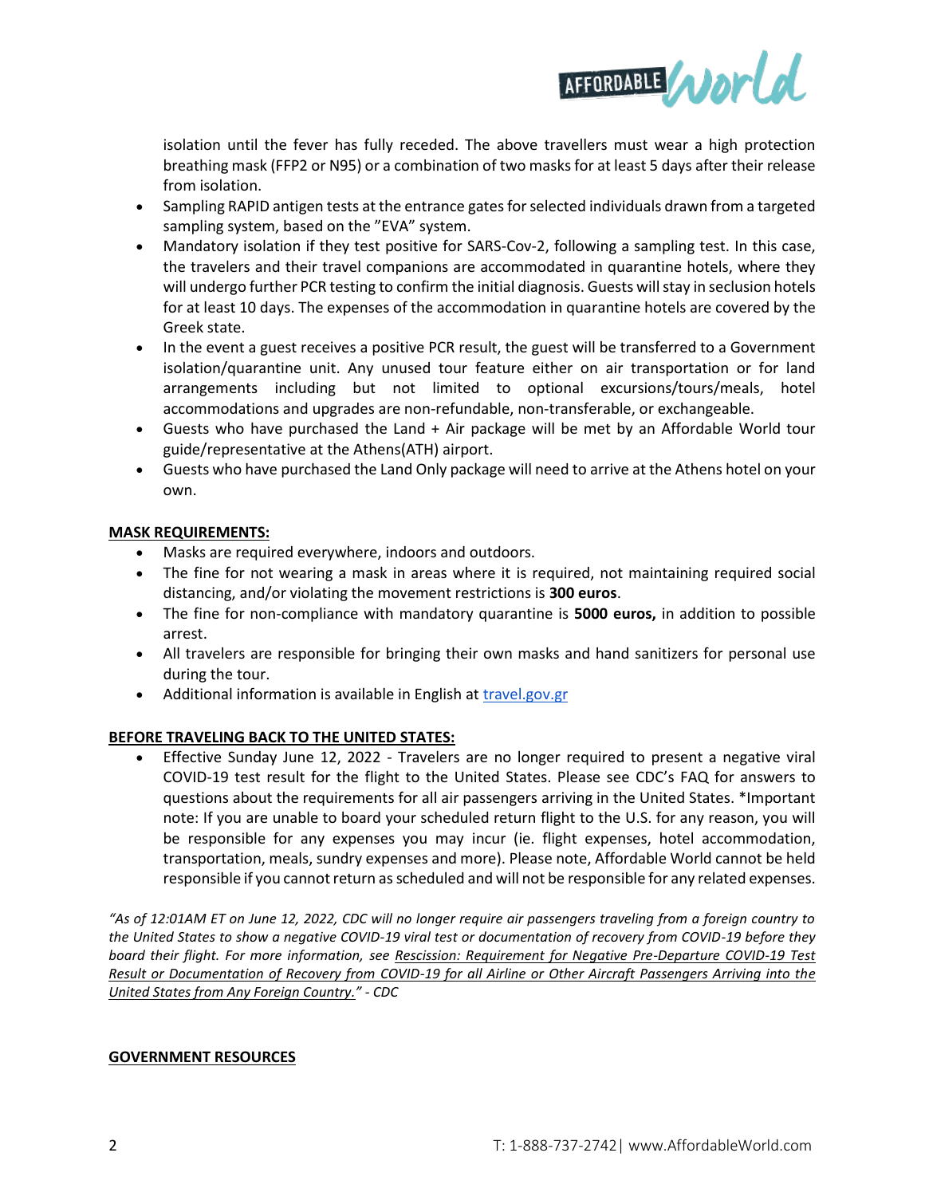isolation until the fever has fully receded. The above travellers must wear a high protection breathing mask (FFP2 or N95) or a combination of two masks for at least 5 days after their release from isolation.

- Sampling RAPID antigen tests at the entrance gates for selected individuals drawn from a targeted sampling system, based on the "EVA" system.
- Mandatory isolation if they test positive for SARS-Cov-2, following a sampling test. In this case, the travelers and their travel companions are accommodated in quarantine hotels, where they will undergo further PCR testing to confirm the initial diagnosis. Guests will stay in seclusion hotels for at least 10 days. The expenses of the accommodation in quarantine hotels are covered by the Greek state.
- In the event a guest receives a positive PCR result, the guest will be transferred to a Government isolation/quarantine unit. Any unused tour feature either on air transportation or for land arrangements including but not limited to optional excursions/tours/meals, hotel accommodations and upgrades are non-refundable, non-transferable, or exchangeable.
- Guests who have purchased the Land + Air package will be met by an Affordable World tour guide/representative at the Athens(ATH) airport.
- Guests who have purchased the Land Only package will need to arrive at the Athens hotel on your own.

**MASK REQUIREMENTS:**

- Masks are required everywhere, indoors and outdoors.
- The fine for not wearing a mask in areas where it is required, not maintaining required social distancing, and/or violating the movement restrictions is **300 euros**.
- The fine for non-compliance with mandatory quarantine is **5000 euros,** in addition to possible arrest.
- All travelers are responsible for bringing their own masks and hand sanitizers for personal use during the tour.
- Additional information is available in English at [travel.gov.gr](travel.gov.gr)

**BEFORE TRAVELING BACK TO THE UNITED STATES:**

- Effective Sunday June 12, 2022 - Travelers are no longer required to present a negative viral COVID-19 test result for the flight to the United States. Please see CDC's FAQ for answers to questions about the requirements for all air passengers arriving in the United States. *Important note: If you are unable to board your scheduled return flight to the U.S. for any reason, you will be responsible for any expenses you may incur (ie. flight expenses, hotel accommodation, transportation, meals, sundry expenses and more). Please note, Affordable World cannot be held responsible if you cannot return as scheduled and will not be responsible for any related expenses.

*"As of 12:01AM ET on June 12, 2022, CDC will no longer require air passengers traveling from a foreign country to the United States to show a negative COVID-19 viral test or documentation of recovery from COVID-19 before they board their flight. For more information, see Rescission: Requirement for Negative Pre-Departure COVID-19 Test Result or Documentation of Recovery from COVID-19 for all Airline or Other Aircraft Passengers Arriving into the United States from Any Foreign Country." - CDC*

**GOVERNMENT RESOURCES**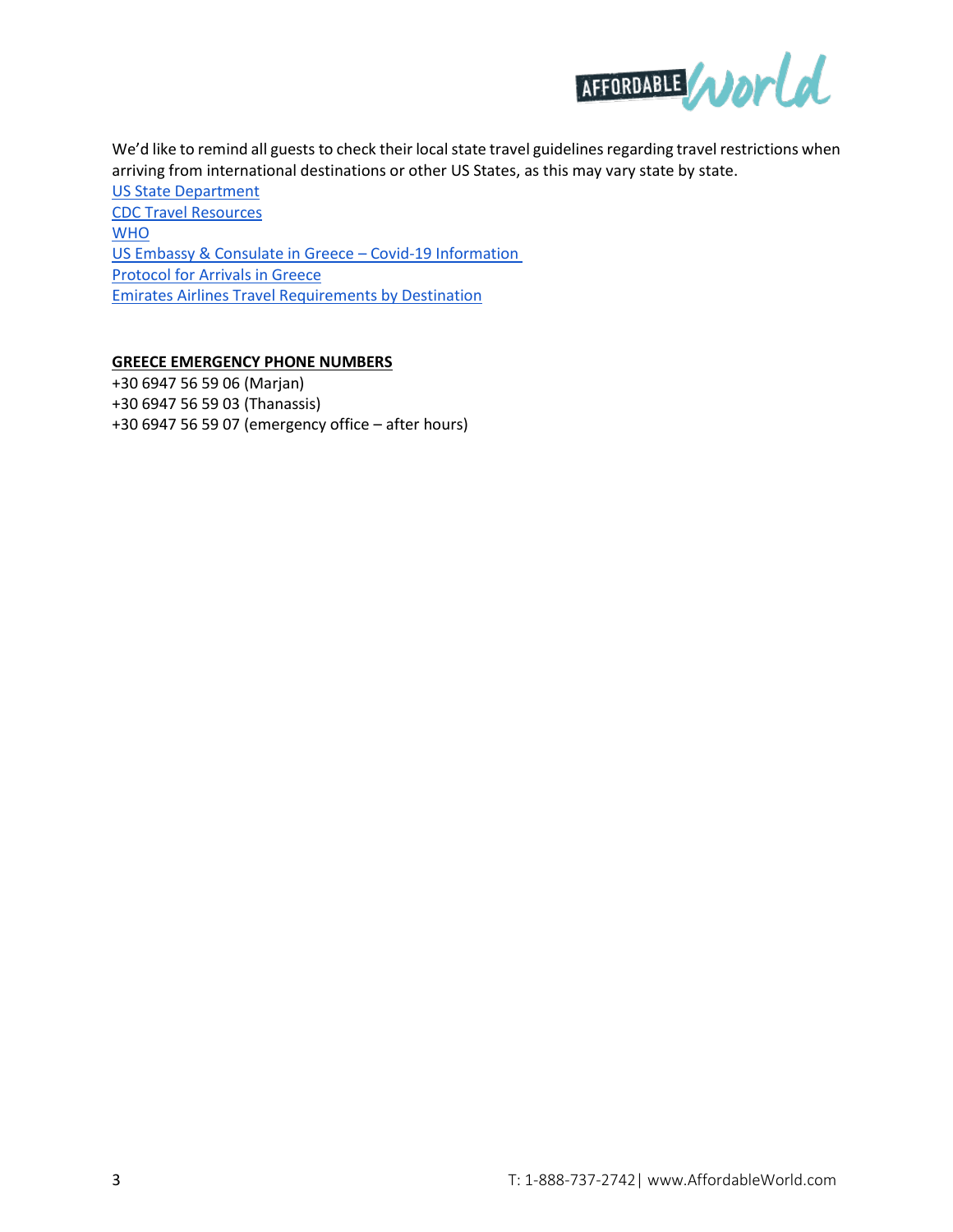We'd like to remind all guests to check their local state travel guidelines regarding travel restrictions when arriving from international destinations or other US States, as this may vary state by state.

US State Department
CDC Travel Resources
WHO
US Embassy & Consulate in Greece – Covid-19 Information
Protocol for Arrivals in Greece
Emirates Airlines Travel Requirements by Destination

**GREECE EMERGENCY PHONE NUMBERS**

+30 6947 56 59 06 (Marjan)
+30 6947 56 59 03 (Thanassis)
+30 6947 56 59 07 (emergency office – after hours)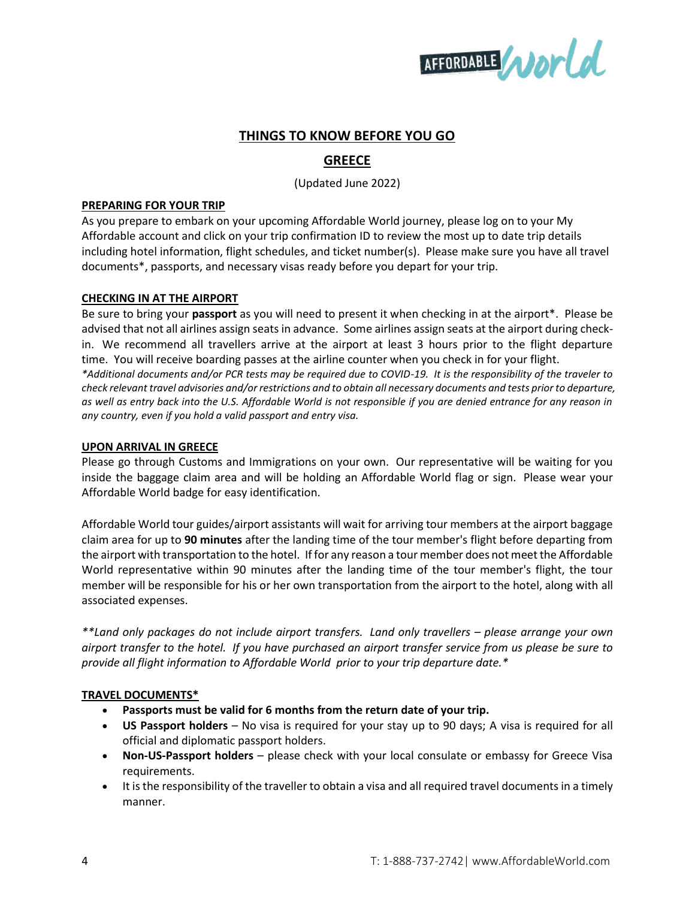## THINGS TO KNOW BEFORE YOU GO

## GREECE

(Updated June 2022)

### PREPARING FOR YOUR TRIP

As you prepare to embark on your upcoming Affordable World journey, please log on to your My Affordable account and click on your trip confirmation ID to review the most up to date trip details including hotel information, flight schedules, and ticket number(s). Please make sure you have all travel documents*, passports, and necessary visas ready before you depart for your trip.

### CHECKING IN AT THE AIRPORT

Be sure to bring your **passport** as you will need to present it when checking in at the airport*. Please be advised that not all airlines assign seats in advance. Some airlines assign seats at the airport during check-in. We recommend all travellers arrive at the airport at least 3 hours prior to the flight departure time. You will receive boarding passes at the airline counter when you check in for your flight.

*\*Additional documents and/or PCR tests may be required due to COVID-19. It is the responsibility of the traveler to check relevant travel advisories and/or restrictions and to obtain all necessary documents and tests prior to departure, as well as entry back into the U.S. Affordable World is not responsible if you are denied entrance for any reason in any country, even if you hold a valid passport and entry visa.*

### UPON ARRIVAL IN GREECE

Please go through Customs and Immigrations on your own. Our representative will be waiting for you inside the baggage claim area and will be holding an Affordable World flag or sign. Please wear your Affordable World badge for easy identification.

Affordable World tour guides/airport assistants will wait for arriving tour members at the airport baggage claim area for up to **90 minutes** after the landing time of the tour member's flight before departing from the airport with transportation to the hotel. If for any reason a tour member does not meet the Affordable World representative within 90 minutes after the landing time of the tour member's flight, the tour member will be responsible for his or her own transportation from the airport to the hotel, along with all associated expenses.

*\*\*Land only packages do not include airport transfers. Land only travellers – please arrange your own airport transfer to the hotel. If you have purchased an airport transfer service from us please be sure to provide all flight information to Affordable World prior to your trip departure date.\**

### TRAVEL DOCUMENTS*

- **Passports must be valid for 6 months from the return date of your trip.**
- **US Passport holders** – No visa is required for your stay up to 90 days; A visa is required for all official and diplomatic passport holders.
- **Non-US-Passport holders** – please check with your local consulate or embassy for Greece Visa requirements.
- It is the responsibility of the traveller to obtain a visa and all required travel documents in a timely manner.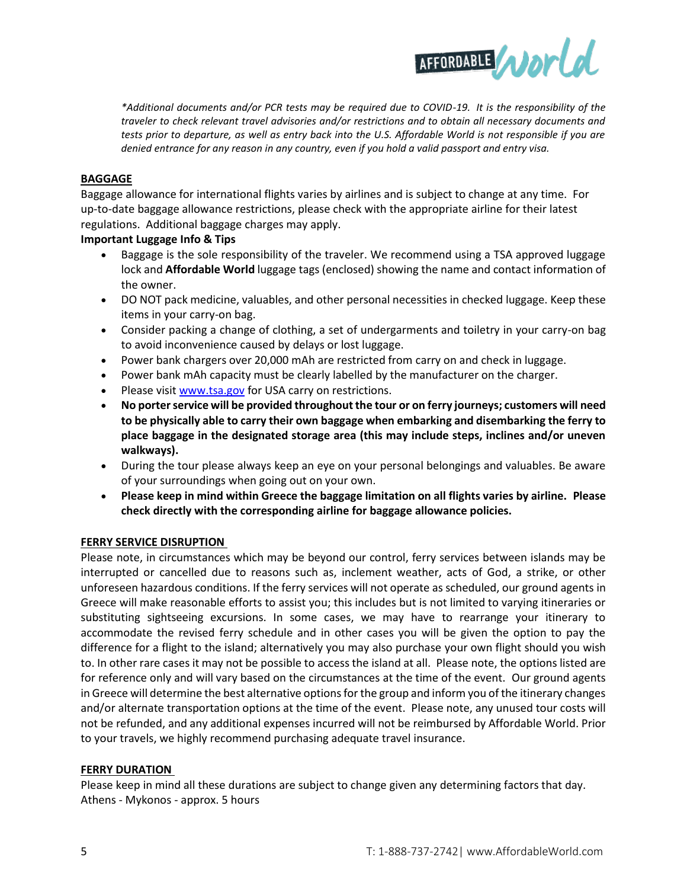*\*Additional documents and/or PCR tests may be required due to COVID-19. It is the responsibility of the traveler to check relevant travel advisories and/or restrictions and to obtain all necessary documents and tests prior to departure, as well as entry back into the U.S. Affordable World is not responsible if you are denied entrance for any reason in any country, even if you hold a valid passport and entry visa.*

## BAGGAGE

Baggage allowance for international flights varies by airlines and is subject to change at any time. For up-to-date baggage allowance restrictions, please check with the appropriate airline for their latest regulations. Additional baggage charges may apply.

**Important Luggage Info & Tips**

- Baggage is the sole responsibility of the traveler. We recommend using a TSA approved luggage lock and **Affordable World** luggage tags (enclosed) showing the name and contact information of the owner.
- DO NOT pack medicine, valuables, and other personal necessities in checked luggage. Keep these items in your carry-on bag.
- Consider packing a change of clothing, a set of undergarments and toiletry in your carry-on bag to avoid inconvenience caused by delays or lost luggage.
- Power bank chargers over 20,000 mAh are restricted from carry on and check in luggage.
- Power bank mAh capacity must be clearly labelled by the manufacturer on the charger.
- Please visit www.tsa.gov for USA carry on restrictions.
- **No porter service will be provided throughout the tour or on ferry journeys; customers will need to be physically able to carry their own baggage when embarking and disembarking the ferry to place baggage in the designated storage area (this may include steps, inclines and/or uneven walkways).**
- During the tour please always keep an eye on your personal belongings and valuables. Be aware of your surroundings when going out on your own.
- **Please keep in mind within Greece the baggage limitation on all flights varies by airline. Please check directly with the corresponding airline for baggage allowance policies.**

## FERRY SERVICE DISRUPTION

Please note, in circumstances which may be beyond our control, ferry services between islands may be interrupted or cancelled due to reasons such as, inclement weather, acts of God, a strike, or other unforeseen hazardous conditions. If the ferry services will not operate as scheduled, our ground agents in Greece will make reasonable efforts to assist you; this includes but is not limited to varying itineraries or substituting sightseeing excursions. In some cases, we may have to rearrange your itinerary to accommodate the revised ferry schedule and in other cases you will be given the option to pay the difference for a flight to the island; alternatively you may also purchase your own flight should you wish to. In other rare cases it may not be possible to access the island at all. Please note, the options listed are for reference only and will vary based on the circumstances at the time of the event. Our ground agents in Greece will determine the best alternative options for the group and inform you of the itinerary changes and/or alternate transportation options at the time of the event. Please note, any unused tour costs will not be refunded, and any additional expenses incurred will not be reimbursed by Affordable World. Prior to your travels, we highly recommend purchasing adequate travel insurance.

## FERRY DURATION

Please keep in mind all these durations are subject to change given any determining factors that day.
Athens - Mykonos - approx. 5 hours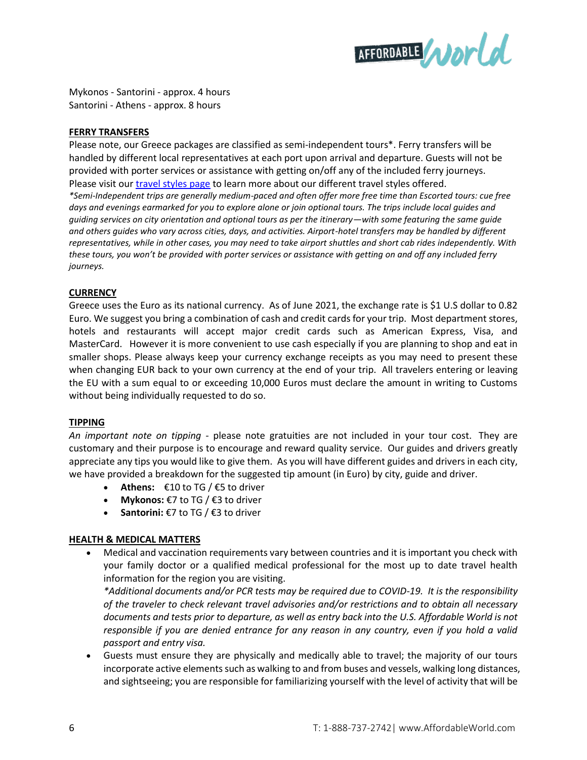Mykonos - Santorini - approx. 4 hours
Santorini - Athens - approx. 8 hours

## FERRY TRANSFERS

Please note, our Greece packages are classified as semi-independent tours*. Ferry transfers will be handled by different local representatives at each port upon arrival and departure. Guests will not be provided with porter services or assistance with getting on/off any of the included ferry journeys. Please visit our [travel styles page] to learn more about our different travel styles offered.

*\*Semi-Independent trips are generally medium-paced and often offer more free time than Escorted tours: cue free days and evenings earmarked for you to explore alone or join optional tours. The trips include local guides and guiding services on city orientation and optional tours as per the itinerary—with some featuring the same guide and others guides who vary across cities, days, and activities. Airport-hotel transfers may be handled by different representatives, while in other cases, you may need to take airport shuttles and short cab rides independently. With these tours, you won't be provided with porter services or assistance with getting on and off any included ferry journeys.*

## CURRENCY

Greece uses the Euro as its national currency. As of June 2021, the exchange rate is $1 U.S dollar to 0.82 Euro. We suggest you bring a combination of cash and credit cards for your trip. Most department stores, hotels and restaurants will accept major credit cards such as American Express, Visa, and MasterCard. However it is more convenient to use cash especially if you are planning to shop and eat in smaller shops. Please always keep your currency exchange receipts as you may need to present these when changing EUR back to your own currency at the end of your trip. All travelers entering or leaving the EU with a sum equal to or exceeding 10,000 Euros must declare the amount in writing to Customs without being individually requested to do so.

## TIPPING

*An important note on tipping* - please note gratuities are not included in your tour cost. They are customary and their purpose is to encourage and reward quality service. Our guides and drivers greatly appreciate any tips you would like to give them. As you will have different guides and drivers in each city, we have provided a breakdown for the suggested tip amount (in Euro) by city, guide and driver.

- **Athens:** €10 to TG / €5 to driver
- **Mykonos:** €7 to TG / €3 to driver
- **Santorini:** €7 to TG / €3 to driver

## HEALTH & MEDICAL MATTERS

- Medical and vaccination requirements vary between countries and it is important you check with your family doctor or a qualified medical professional for the most up to date travel health information for the region you are visiting.
  *\*Additional documents and/or PCR tests may be required due to COVID-19. It is the responsibility of the traveler to check relevant travel advisories and/or restrictions and to obtain all necessary documents and tests prior to departure, as well as entry back into the U.S. Affordable World is not responsible if you are denied entrance for any reason in any country, even if you hold a valid passport and entry visa.*
- Guests must ensure they are physically and medically able to travel; the majority of our tours incorporate active elements such as walking to and from buses and vessels, walking long distances, and sightseeing; you are responsible for familiarizing yourself with the level of activity that will be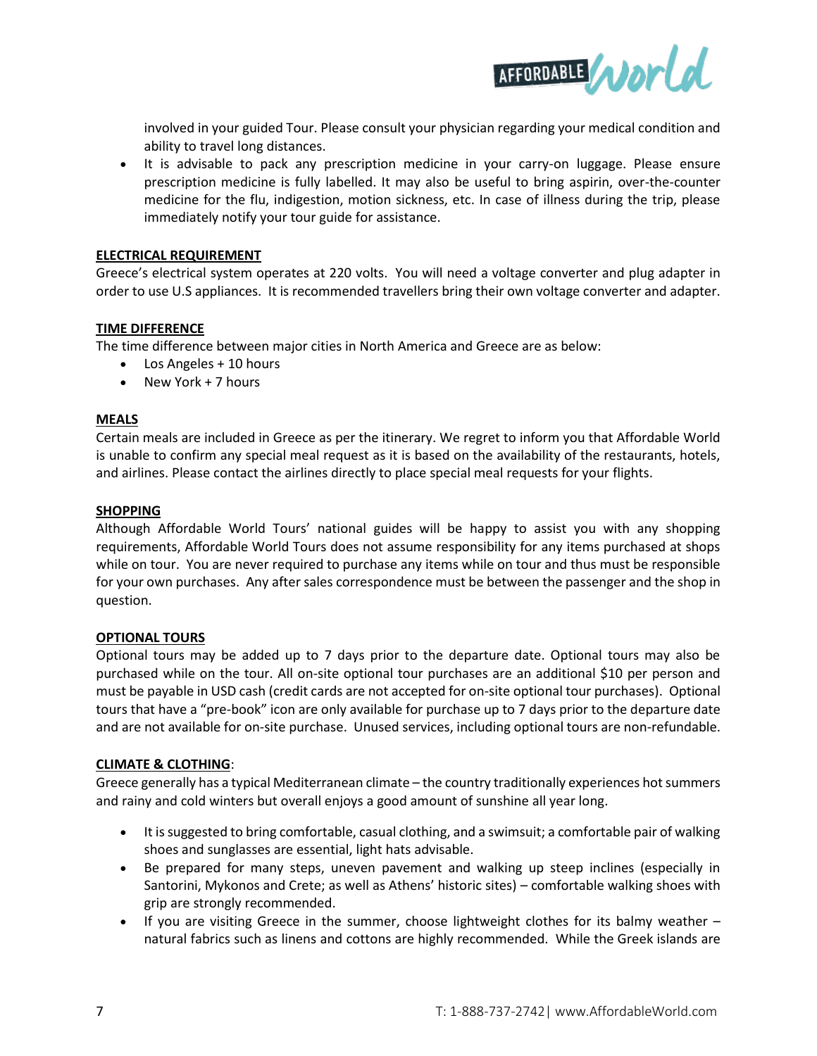involved in your guided Tour. Please consult your physician regarding your medical condition and ability to travel long distances.

- It is advisable to pack any prescription medicine in your carry-on luggage. Please ensure prescription medicine is fully labelled. It may also be useful to bring aspirin, over-the-counter medicine for the flu, indigestion, motion sickness, etc. In case of illness during the trip, please immediately notify your tour guide for assistance.

## ELECTRICAL REQUIREMENT

Greece's electrical system operates at 220 volts. You will need a voltage converter and plug adapter in order to use U.S appliances. It is recommended travellers bring their own voltage converter and adapter.

## TIME DIFFERENCE

The time difference between major cities in North America and Greece are as below:

- Los Angeles + 10 hours
- New York + 7 hours

## MEALS

Certain meals are included in Greece as per the itinerary. We regret to inform you that Affordable World is unable to confirm any special meal request as it is based on the availability of the restaurants, hotels, and airlines. Please contact the airlines directly to place special meal requests for your flights.

## SHOPPING

Although Affordable World Tours' national guides will be happy to assist you with any shopping requirements, Affordable World Tours does not assume responsibility for any items purchased at shops while on tour. You are never required to purchase any items while on tour and thus must be responsible for your own purchases. Any after sales correspondence must be between the passenger and the shop in question.

## OPTIONAL TOURS

Optional tours may be added up to 7 days prior to the departure date. Optional tours may also be purchased while on the tour. All on-site optional tour purchases are an additional $10 per person and must be payable in USD cash (credit cards are not accepted for on-site optional tour purchases). Optional tours that have a "pre-book" icon are only available for purchase up to 7 days prior to the departure date and are not available for on-site purchase. Unused services, including optional tours are non-refundable.

## CLIMATE & CLOTHING:

Greece generally has a typical Mediterranean climate – the country traditionally experiences hot summers and rainy and cold winters but overall enjoys a good amount of sunshine all year long.

- It is suggested to bring comfortable, casual clothing, and a swimsuit; a comfortable pair of walking shoes and sunglasses are essential, light hats advisable.
- Be prepared for many steps, uneven pavement and walking up steep inclines (especially in Santorini, Mykonos and Crete; as well as Athens' historic sites) – comfortable walking shoes with grip are strongly recommended.
- If you are visiting Greece in the summer, choose lightweight clothes for its balmy weather – natural fabrics such as linens and cottons are highly recommended. While the Greek islands are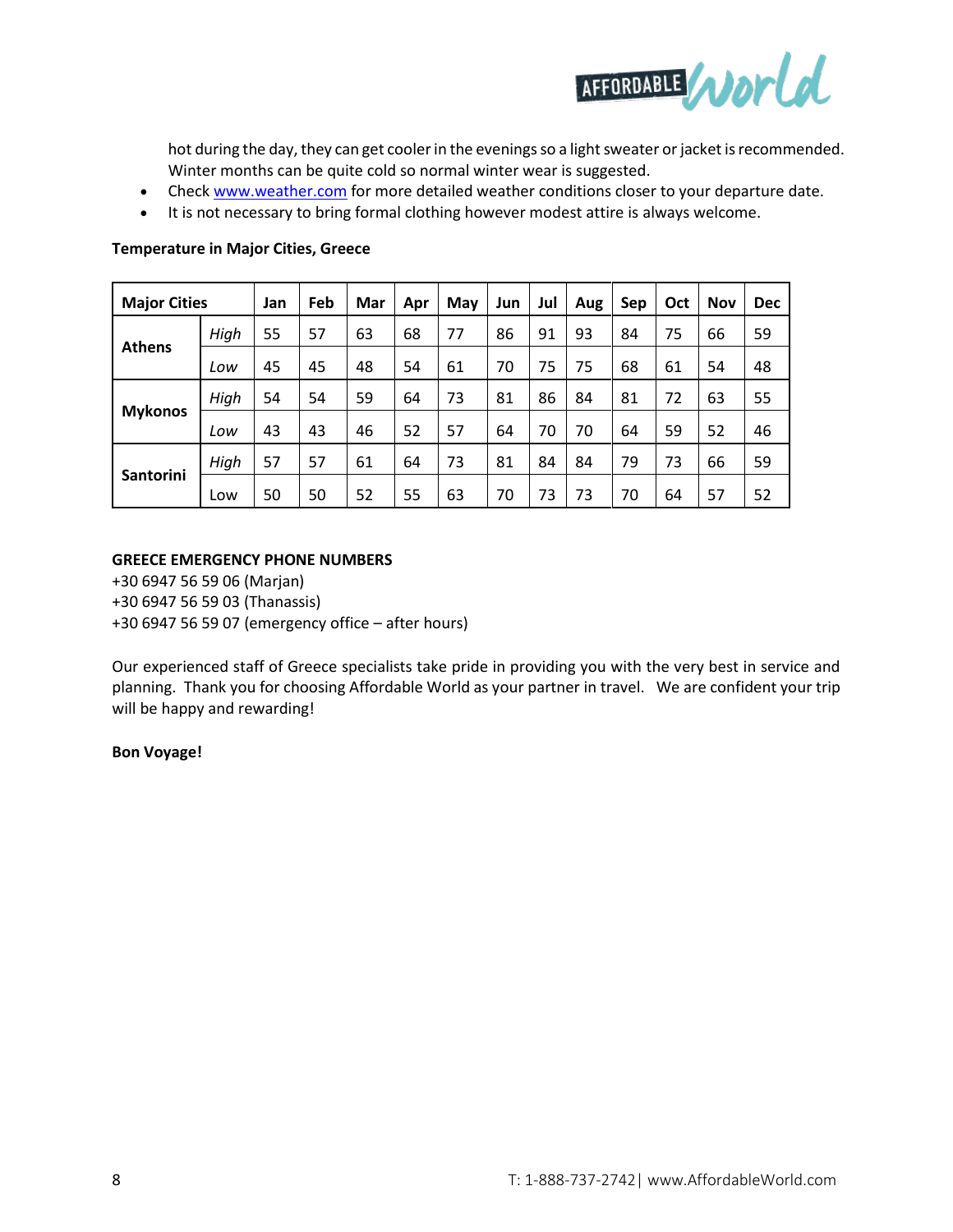hot during the day, they can get cooler in the evenings so a light sweater or jacket is recommended. Winter months can be quite cold so normal winter wear is suggested.

- Check [www.weather.com](http://www.weather.com) for more detailed weather conditions closer to your departure date.
- It is not necessary to bring formal clothing however modest attire is always welcome.

**Temperature in Major Cities, Greece**

| Major Cities | | Jan | Feb | Mar | Apr | May | Jun | Jul | Aug | Sep | Oct | Nov | Dec |
|---|---|---|---|---|---|---|---|---|---|---|---|---|---|
| **Athens** | *High* | 55 | 57 | 63 | 68 | 77 | 86 | 91 | 93 | 84 | 75 | 66 | 59 |
| | *Low* | 45 | 45 | 48 | 54 | 61 | 70 | 75 | 75 | 68 | 61 | 54 | 48 |
| **Mykonos** | *High* | 54 | 54 | 59 | 64 | 73 | 81 | 86 | 84 | 81 | 72 | 63 | 55 |
| | *Low* | 43 | 43 | 46 | 52 | 57 | 64 | 70 | 70 | 64 | 59 | 52 | 46 |
| **Santorini** | *High* | 57 | 57 | 61 | 64 | 73 | 81 | 84 | 84 | 79 | 73 | 66 | 59 |
| | Low | 50 | 50 | 52 | 55 | 63 | 70 | 73 | 73 | 70 | 64 | 57 | 52 |

**GREECE EMERGENCY PHONE NUMBERS**

+30 6947 56 59 06 (Marjan)
+30 6947 56 59 03 (Thanassis)
+30 6947 56 59 07 (emergency office – after hours)

Our experienced staff of Greece specialists take pride in providing you with the very best in service and planning. Thank you for choosing Affordable World as your partner in travel. We are confident your trip will be happy and rewarding!

**Bon Voyage!**